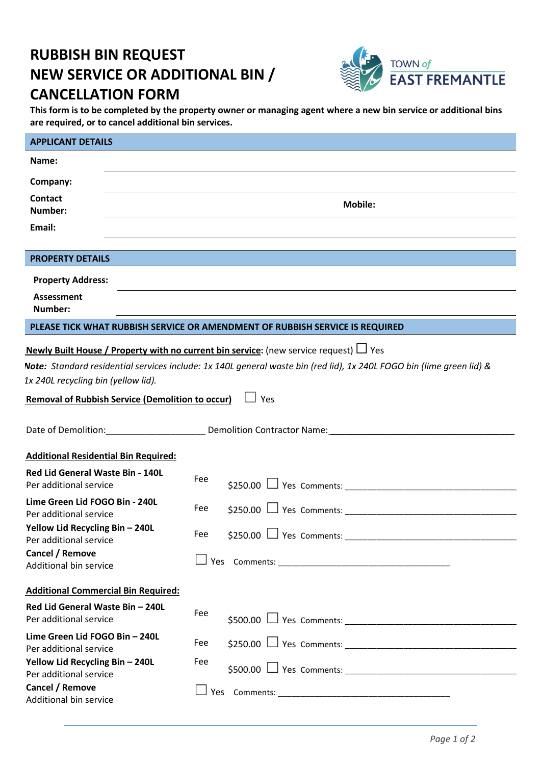# RUBBISH BIN REQUEST
# NEW SERVICE OR ADDITIONAL BIN / CANCELLATION FORM

TOWN of EAST FREMANTLE

**This form is to be completed by the property owner or managing agent where a new bin service or additional bins are required, or to cancel additional bin services.**

## APPLICANT DETAILS

**Name:** ______________________________

**Company:** ______________________________

**Contact Number:** ______________________________ **Mobile:** ______________________________

**Email:** ______________________________

## PROPERTY DETAILS

**Property Address:** ______________________________

**Assessment Number:** ______________________________

## PLEASE TICK WHAT RUBBISH SERVICE OR AMENDMENT OF RUBBISH SERVICE IS REQUIRED

**Newly Built House / Property with no current bin service:** (new service request) ☐ Yes

***Note:*** *Standard residential services include: 1x 140L general waste bin (red lid), 1x 240L FOGO bin (lime green lid) & 1x 240L recycling bin (yellow lid).*

**Removal of Rubbish Service (Demolition to occur)** ☐ Yes

Date of Demolition: ____________________ Demolition Contractor Name: ______________________________

**Additional Residential Bin Required:**

| Service | | Fee | | |
|---|---|---|---|---|
| **Red Lid General Waste Bin - 140L**<br>Per additional service | Fee | $250.00 | ☐ Yes | Comments: ______________________ |
| **Lime Green Lid FOGO Bin - 240L**<br>Per additional service | Fee | $250.00 | ☐ Yes | Comments: ______________________ |
| **Yellow Lid Recycling Bin – 240L**<br>Per additional service | Fee | $250.00 | ☐ Yes | Comments: ______________________ |
| **Cancel / Remove**<br>Additional bin service | | | ☐ Yes | Comments: ______________________ |

**Additional Commercial Bin Required:**

| Service | | Fee | | |
|---|---|---|---|---|
| **Red Lid General Waste Bin – 240L**<br>Per additional service | Fee | $500.00 | ☐ Yes | Comments: ______________________ |
| **Lime Green Lid FOGO Bin – 240L**<br>Per additional service | Fee | $250.00 | ☐ Yes | Comments: ______________________ |
| **Yellow Lid Recycling Bin – 240L**<br>Per additional service | Fee | $500.00 | ☐ Yes | Comments: ______________________ |
| **Cancel / Remove**<br>Additional bin service | | | ☐ Yes | Comments: ______________________ |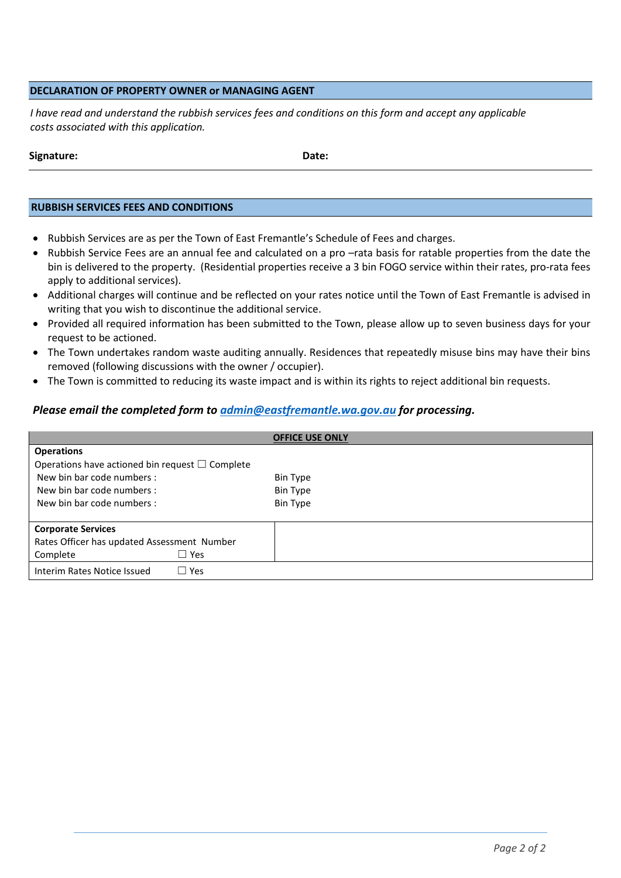## DECLARATION OF PROPERTY OWNER or MANAGING AGENT

*I have read and understand the rubbish services fees and conditions on this form and accept any applicable costs associated with this application.*

**Signature:** **Date:**

## RUBBISH SERVICES FEES AND CONDITIONS

- Rubbish Services are as per the Town of East Fremantle's Schedule of Fees and charges.
- Rubbish Service Fees are an annual fee and calculated on a pro –rata basis for ratable properties from the date the bin is delivered to the property. (Residential properties receive a 3 bin FOGO service within their rates, pro-rata fees apply to additional services).
- Additional charges will continue and be reflected on your rates notice until the Town of East Fremantle is advised in writing that you wish to discontinue the additional service.
- Provided all required information has been submitted to the Town, please allow up to seven business days for your request to be actioned.
- The Town undertakes random waste auditing annually. Residences that repeatedly misuse bins may have their bins removed (following discussions with the owner / occupier).
- The Town is committed to reducing its waste impact and is within its rights to reject additional bin requests.

***Please email the completed form to [admin@eastfremantle.wa.gov.au](mailto:admin@eastfremantle.wa.gov.au) for processing.***

| OFFICE USE ONLY | |
|---|---|
| **Operations** | |
| Operations have actioned bin request ☐ Complete | |
| New bin bar code numbers : | Bin Type |
| New bin bar code numbers : | Bin Type |
| New bin bar code numbers : | Bin Type |
| **Corporate Services**<br>Rates Officer has updated Assessment Number<br>Complete ☐ Yes | |
| Interim Rates Notice Issued ☐ Yes | |